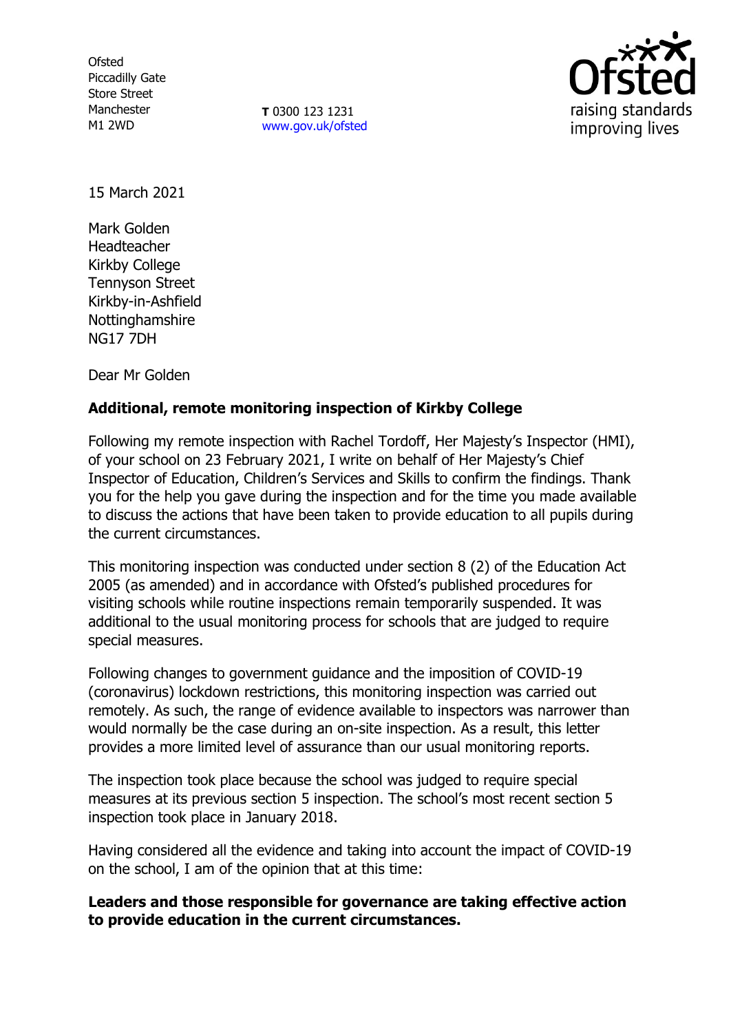Ofsted
Piccadilly Gate
Store Street
Manchester
M1 2WD

**T** 0300 123 1231
www.gov.uk/ofsted

15 March 2021

Mark Golden
Headteacher
Kirkby College
Tennyson Street
Kirkby-in-Ashfield
Nottinghamshire
NG17 7DH

Dear Mr Golden

**Additional, remote monitoring inspection of Kirkby College**

Following my remote inspection with Rachel Tordoff, Her Majesty's Inspector (HMI), of your school on 23 February 2021, I write on behalf of Her Majesty's Chief Inspector of Education, Children's Services and Skills to confirm the findings. Thank you for the help you gave during the inspection and for the time you made available to discuss the actions that have been taken to provide education to all pupils during the current circumstances.

This monitoring inspection was conducted under section 8 (2) of the Education Act 2005 (as amended) and in accordance with Ofsted's published procedures for visiting schools while routine inspections remain temporarily suspended. It was additional to the usual monitoring process for schools that are judged to require special measures.

Following changes to government guidance and the imposition of COVID-19 (coronavirus) lockdown restrictions, this monitoring inspection was carried out remotely. As such, the range of evidence available to inspectors was narrower than would normally be the case during an on-site inspection. As a result, this letter provides a more limited level of assurance than our usual monitoring reports.

The inspection took place because the school was judged to require special measures at its previous section 5 inspection. The school's most recent section 5 inspection took place in January 2018.

Having considered all the evidence and taking into account the impact of COVID-19 on the school, I am of the opinion that at this time:

**Leaders and those responsible for governance are taking effective action to provide education in the current circumstances.**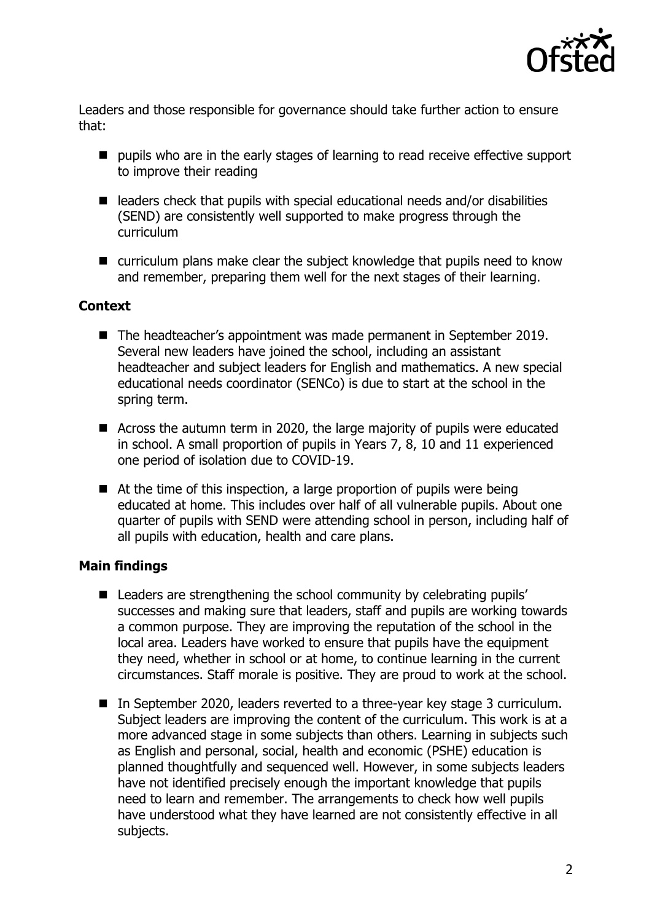Leaders and those responsible for governance should take further action to ensure that:

- pupils who are in the early stages of learning to read receive effective support to improve their reading
- leaders check that pupils with special educational needs and/or disabilities (SEND) are consistently well supported to make progress through the curriculum
- curriculum plans make clear the subject knowledge that pupils need to know and remember, preparing them well for the next stages of their learning.

**Context**

- The headteacher's appointment was made permanent in September 2019. Several new leaders have joined the school, including an assistant headteacher and subject leaders for English and mathematics. A new special educational needs coordinator (SENCo) is due to start at the school in the spring term.
- Across the autumn term in 2020, the large majority of pupils were educated in school. A small proportion of pupils in Years 7, 8, 10 and 11 experienced one period of isolation due to COVID-19.
- At the time of this inspection, a large proportion of pupils were being educated at home. This includes over half of all vulnerable pupils. About one quarter of pupils with SEND were attending school in person, including half of all pupils with education, health and care plans.

**Main findings**

- Leaders are strengthening the school community by celebrating pupils' successes and making sure that leaders, staff and pupils are working towards a common purpose. They are improving the reputation of the school in the local area. Leaders have worked to ensure that pupils have the equipment they need, whether in school or at home, to continue learning in the current circumstances. Staff morale is positive. They are proud to work at the school.
- In September 2020, leaders reverted to a three-year key stage 3 curriculum. Subject leaders are improving the content of the curriculum. This work is at a more advanced stage in some subjects than others. Learning in subjects such as English and personal, social, health and economic (PSHE) education is planned thoughtfully and sequenced well. However, in some subjects leaders have not identified precisely enough the important knowledge that pupils need to learn and remember. The arrangements to check how well pupils have understood what they have learned are not consistently effective in all subjects.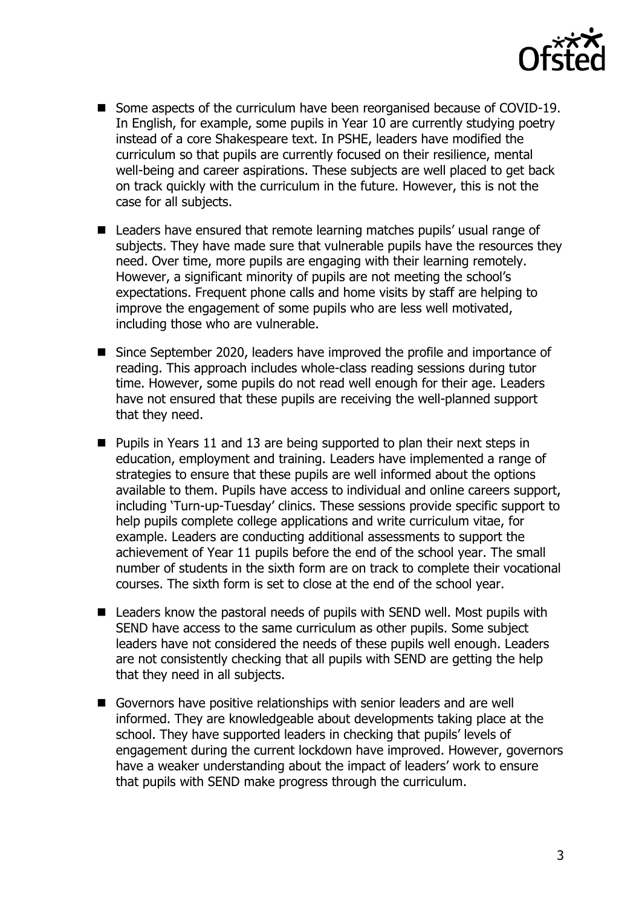- Some aspects of the curriculum have been reorganised because of COVID-19. In English, for example, some pupils in Year 10 are currently studying poetry instead of a core Shakespeare text. In PSHE, leaders have modified the curriculum so that pupils are currently focused on their resilience, mental well-being and career aspirations. These subjects are well placed to get back on track quickly with the curriculum in the future. However, this is not the case for all subjects.

- Leaders have ensured that remote learning matches pupils' usual range of subjects. They have made sure that vulnerable pupils have the resources they need. Over time, more pupils are engaging with their learning remotely. However, a significant minority of pupils are not meeting the school's expectations. Frequent phone calls and home visits by staff are helping to improve the engagement of some pupils who are less well motivated, including those who are vulnerable.

- Since September 2020, leaders have improved the profile and importance of reading. This approach includes whole-class reading sessions during tutor time. However, some pupils do not read well enough for their age. Leaders have not ensured that these pupils are receiving the well-planned support that they need.

- Pupils in Years 11 and 13 are being supported to plan their next steps in education, employment and training. Leaders have implemented a range of strategies to ensure that these pupils are well informed about the options available to them. Pupils have access to individual and online careers support, including 'Turn-up-Tuesday' clinics. These sessions provide specific support to help pupils complete college applications and write curriculum vitae, for example. Leaders are conducting additional assessments to support the achievement of Year 11 pupils before the end of the school year. The small number of students in the sixth form are on track to complete their vocational courses. The sixth form is set to close at the end of the school year.

- Leaders know the pastoral needs of pupils with SEND well. Most pupils with SEND have access to the same curriculum as other pupils. Some subject leaders have not considered the needs of these pupils well enough. Leaders are not consistently checking that all pupils with SEND are getting the help that they need in all subjects.

- Governors have positive relationships with senior leaders and are well informed. They are knowledgeable about developments taking place at the school. They have supported leaders in checking that pupils' levels of engagement during the current lockdown have improved. However, governors have a weaker understanding about the impact of leaders' work to ensure that pupils with SEND make progress through the curriculum.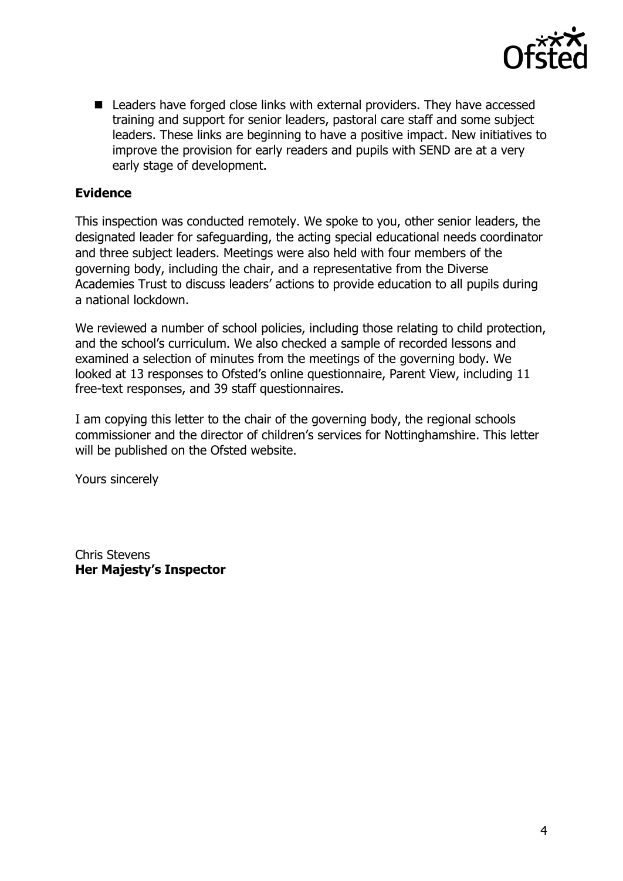- Leaders have forged close links with external providers. They have accessed training and support for senior leaders, pastoral care staff and some subject leaders. These links are beginning to have a positive impact. New initiatives to improve the provision for early readers and pupils with SEND are at a very early stage of development.

**Evidence**

This inspection was conducted remotely. We spoke to you, other senior leaders, the designated leader for safeguarding, the acting special educational needs coordinator and three subject leaders. Meetings were also held with four members of the governing body, including the chair, and a representative from the Diverse Academies Trust to discuss leaders' actions to provide education to all pupils during a national lockdown.

We reviewed a number of school policies, including those relating to child protection, and the school's curriculum. We also checked a sample of recorded lessons and examined a selection of minutes from the meetings of the governing body. We looked at 13 responses to Ofsted's online questionnaire, Parent View, including 11 free-text responses, and 39 staff questionnaires.

I am copying this letter to the chair of the governing body, the regional schools commissioner and the director of children's services for Nottinghamshire. This letter will be published on the Ofsted website.

Yours sincerely

Chris Stevens
**Her Majesty's Inspector**